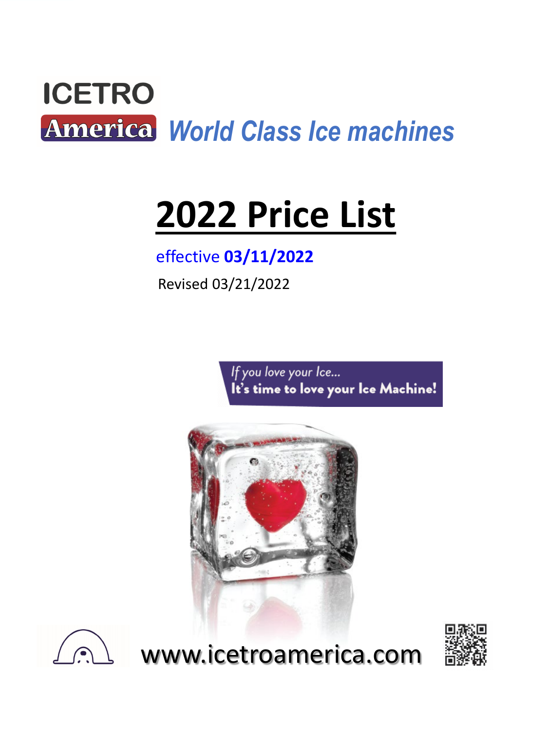ICETRO

America *World Class Ice machines*

# 2022 Price List

effective **03/11/2022**

Revised 03/21/2022

*If you love your Ice...*
**It's time to love your Ice Machine!**

www.icetroamerica.com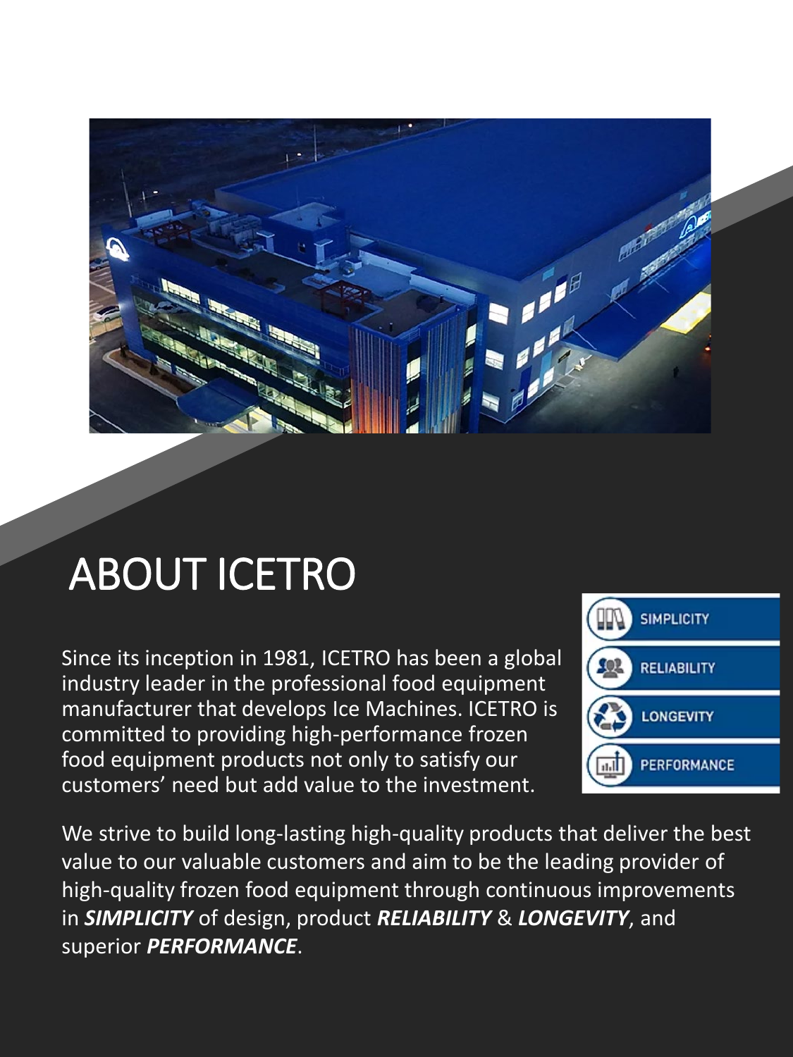# ABOUT ICETRO

Since its inception in 1981, ICETRO has been a global industry leader in the professional food equipment manufacturer that develops Ice Machines. ICETRO is committed to providing high-performance frozen food equipment products not only to satisfy our customers' need but add value to the investment.

- SIMPLICITY
- RELIABILITY
- LONGEVITY
- PERFORMANCE

We strive to build long-lasting high-quality products that deliver the best value to our valuable customers and aim to be the leading provider of high-quality frozen food equipment through continuous improvements in ***SIMPLICITY*** of design, product ***RELIABILITY*** & ***LONGEVITY***, and superior ***PERFORMANCE***.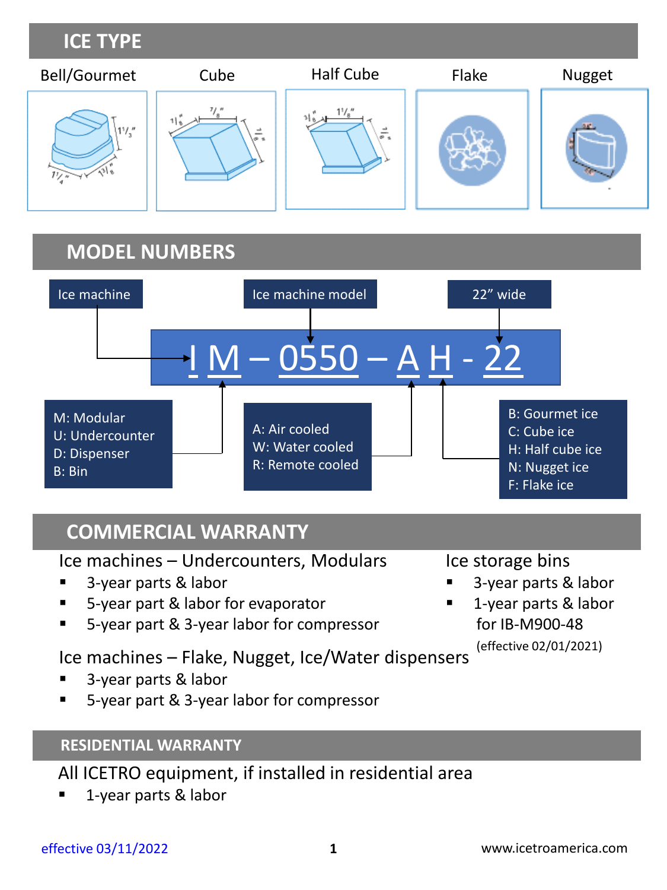## ICE TYPE

Bell/Gourmet | Cube | Half Cube | Flake | Nugget

## MODEL NUMBERS

**I M – 0550 – A H - 22**

- I: Ice machine
- M: M: Modular, U: Undercounter, D: Dispenser, B: Bin
- 0550: Ice machine model
- A: A: Air cooled, W: Water cooled, R: Remote cooled
- H: B: Gourmet ice, C: Cube ice, H: Half cube ice, N: Nugget ice, F: Flake ice
- 22: 22" wide

## COMMERCIAL WARRANTY

Ice machines – Undercounters, Modulars

- 3-year parts & labor
- 5-year part & labor for evaporator
- 5-year part & 3-year labor for compressor

Ice machines – Flake, Nugget, Ice/Water dispensers

- 3-year parts & labor
- 5-year part & 3-year labor for compressor

Ice storage bins

- 3-year parts & labor
- 1-year parts & labor for IB-M900-48 (effective 02/01/2021)

## RESIDENTIAL WARRANTY

All ICETRO equipment, if installed in residential area

- 1-year parts & labor

effective 03/11/2022

www.icetroamerica.com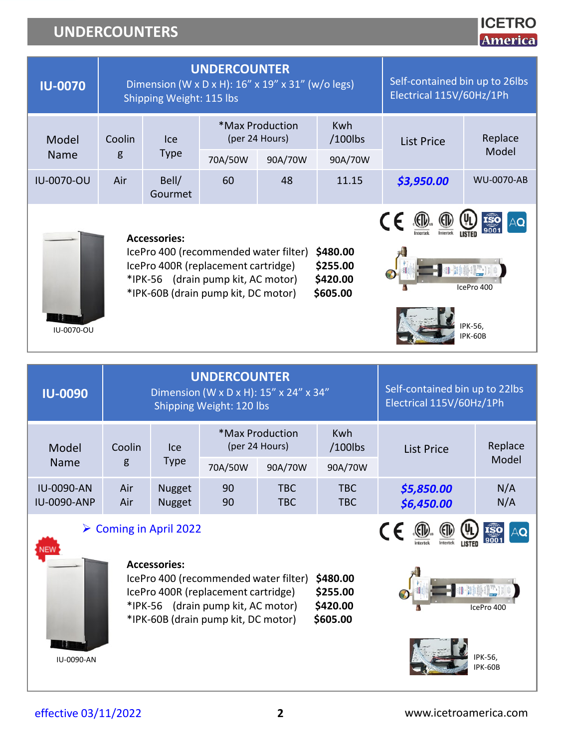# UNDERCOUNTERS

ICETRO America

| IU-0070 | UNDERCOUNTER<br>Dimension (W x D x H): 16" x 19" x 31" (w/o legs)<br>Shipping Weight: 115 lbs | | | | | Self-contained bin up to 26lbs<br>Electrical 115V/60Hz/1Ph | |
|---|---|---|---|---|---|---|---|
| Model Name | Cooling | Ice Type | *Max Production (per 24 Hours) | | Kwh /100lbs | List Price | Replace Model |
| | | | 70A/50W | 90A/70W | 90A/70W | | |
| IU-0070-OU | Air | Bell/ Gourmet | 60 | 48 | 11.15 | ***$3,950.00*** | WU-0070-AB |

IU-0070-OU

**Accessories:**

| | |
|---|---|
| IcePro 400 (recommended water filter) | **$480.00** |
| IcePro 400R (replacement cartridge) | **$255.00** |
| *IPK-56 (drain pump kit, AC motor) | **$420.00** |
| *IPK-60B (drain pump kit, DC motor) | **$605.00** |

IcePro 400

IPK-56, IPK-60B

| IU-0090 | UNDERCOUNTER<br>Dimension (W x D x H): 15" x 24" x 34"<br>Shipping Weight: 120 lbs | | | | | Self-contained bin up to 22lbs<br>Electrical 115V/60Hz/1Ph | |
|---|---|---|---|---|---|---|---|
| Model Name | Cooling | Ice Type | *Max Production (per 24 Hours) | | Kwh /100lbs | List Price | Replace Model |
| | | | 70A/50W | 90A/70W | 90A/70W | | |
| IU-0090-AN | Air | Nugget | 90 | TBC | TBC | ***$5,850.00*** | N/A |
| IU-0090-ANP | Air | Nugget | 90 | TBC | TBC | ***$6,450.00*** | N/A |

- Coming in April 2022

NEW

IU-0090-AN

**Accessories:**

| | |
|---|---|
| IcePro 400 (recommended water filter) | **$480.00** |
| IcePro 400R (replacement cartridge) | **$255.00** |
| *IPK-56 (drain pump kit, AC motor) | **$420.00** |
| *IPK-60B (drain pump kit, DC motor) | **$605.00** |

IcePro 400

IPK-56, IPK-60B

effective 03/11/2022

www.icetroamerica.com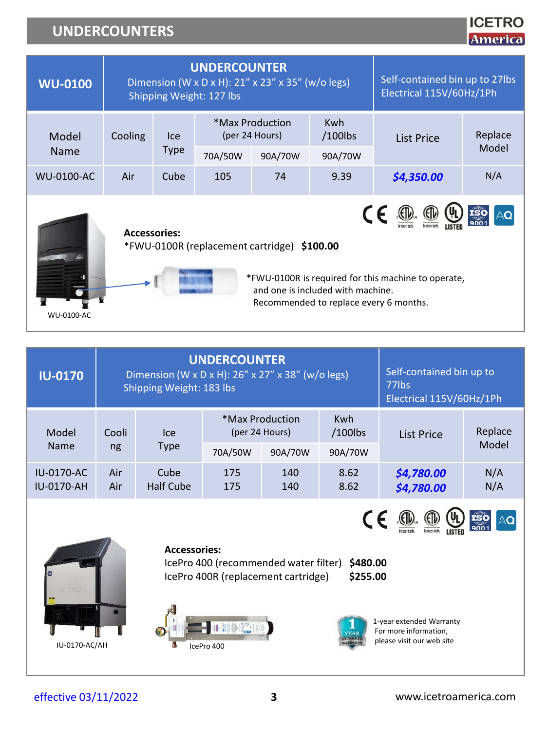# UNDERCOUNTERS

## WU-0100

**UNDERCOUNTER**
Dimension (W x D x H): 21" x 23" x 35" (w/o legs)
Shipping Weight: 127 lbs

Self-contained bin up to 27lbs
Electrical 115V/60Hz/1Ph

| Model Name | Cooling | Ice Type | *Max Production (per 24 Hours) | | Kwh /100lbs | List Price | Replace Model |
|---|---|---|---|---|---|---|---|
| | | | 70A/50W | 90A/70W | 90A/70W | | |
| WU-0100-AC | Air | Cube | 105 | 74 | 9.39 | ***$4,350.00*** | N/A |

WU-0100-AC

**Accessories:**
*FWU-0100R (replacement cartridge) **$100.00**

*FWU-0100R is required for this machine to operate, and one is included with machine.
Recommended to replace every 6 months.

## IU-0170

**UNDERCOUNTER**
Dimension (W x D x H): 26" x 27" x 38" (w/o legs)
Shipping Weight: 183 lbs

Self-contained bin up to 77lbs
Electrical 115V/60Hz/1Ph

| Model Name | Cooling | Ice Type | *Max Production (per 24 Hours) | | Kwh /100lbs | List Price | Replace Model |
|---|---|---|---|---|---|---|---|
| | | | 70A/50W | 90A/70W | 90A/70W | | |
| IU-0170-AC | Air | Cube | 175 | 140 | 8.62 | ***$4,780.00*** | N/A |
| IU-0170-AH | Air | Half Cube | 175 | 140 | 8.62 | ***$4,780.00*** | N/A |

IU-0170-AC/AH

**Accessories:**
IcePro 400 (recommended water filter) **$480.00**
IcePro 400R (replacement cartridge) **$255.00**

IcePro 400

1-year extended Warranty
For more information, please visit our web site

effective 03/11/2022

www.icetroamerica.com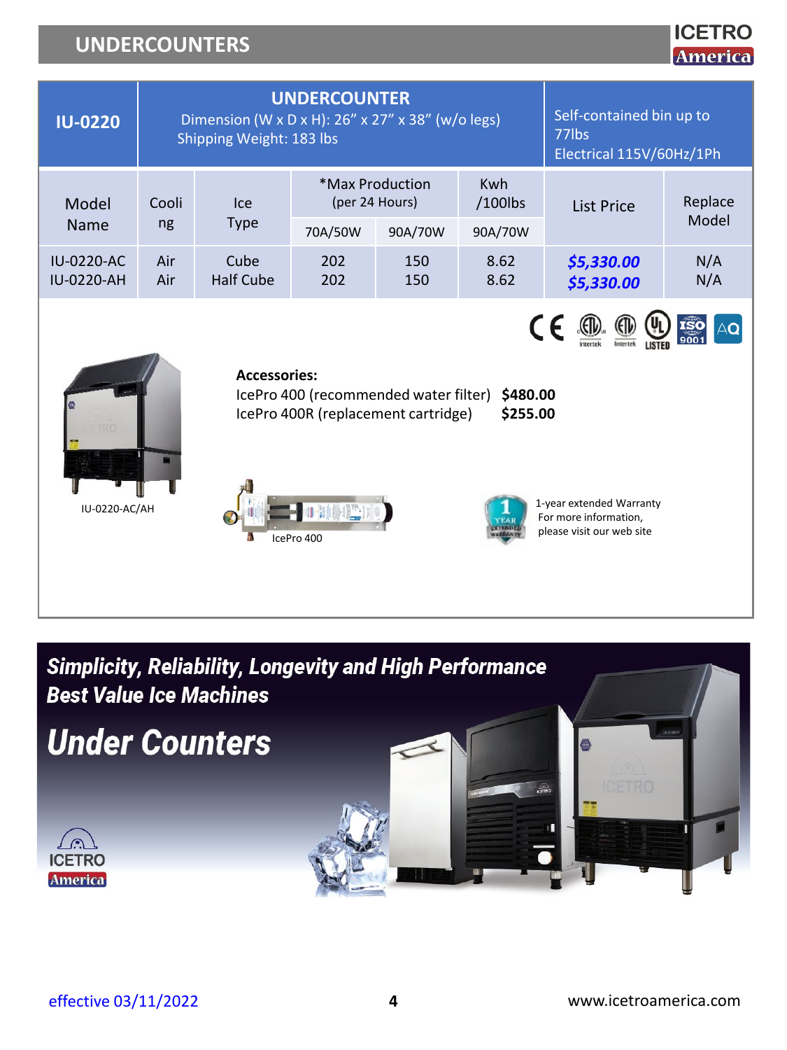# UNDERCOUNTERS

| IU-0220 | UNDERCOUNTER<br>Dimension (W x D x H): 26" x 27" x 38" (w/o legs)<br>Shipping Weight: 183 lbs | | | | | Self-contained bin up to 77lbs<br>Electrical 115V/60Hz/1Ph | |
|---|---|---|---|---|---|---|---|
| Model Name | Cooling | Ice Type | *Max Production (per 24 Hours) | | Kwh /100lbs | List Price | Replace Model |
| | | | 70A/50W | 90A/70W | 90A/70W | | |
| IU-0220-AC | Air | Cube | 202 | 150 | 8.62 | ***$5,330.00*** | N/A |
| IU-0220-AH | Air | Half Cube | 202 | 150 | 8.62 | ***$5,330.00*** | N/A |

IU-0220-AC/AH

**Accessories:**

IcePro 400 (recommended water filter) **$480.00**
IcePro 400R (replacement cartridge) **$255.00**

IcePro 400

1-year extended Warranty
For more information, please visit our web site

***Simplicity, Reliability, Longevity and High Performance***
***Best Value Ice Machines***

## ***Under Counters***

ICETRO America

effective 03/11/2022

www.icetroamerica.com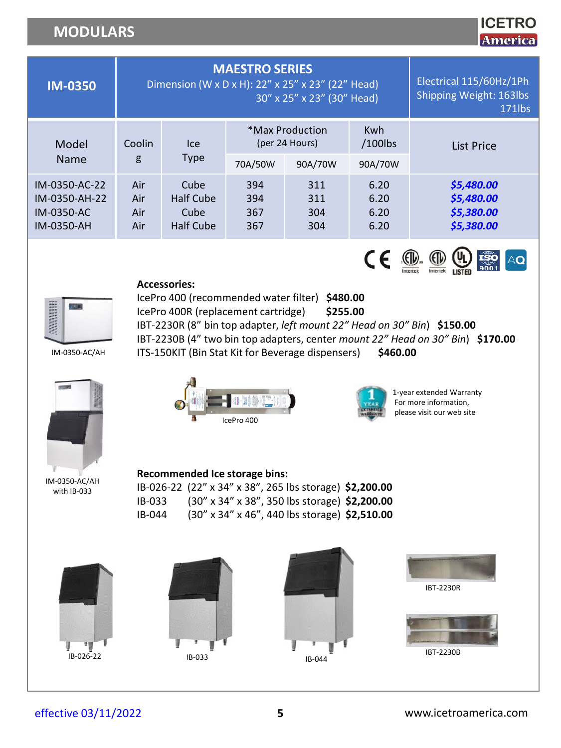## MODULARS

| IM-0350 | MAESTRO SERIES<br>Dimension (W x D x H): 22" x 25" x 23" (22" Head)<br>30" x 25" x 23" (30" Head) | | | | | Electrical 115/60Hz/1Ph<br>Shipping Weight: 163lbs<br>171lbs |
|---|---|---|---|---|---|---|
| Model Name | Cooling | Ice Type | *Max Production (per 24 Hours) | | Kwh /100lbs | List Price |
| | | | 70A/50W | 90A/70W | 90A/70W | |
| IM-0350-AC-22 | Air | Cube | 394 | 311 | 6.20 | ***$5,480.00*** |
| IM-0350-AH-22 | Air | Half Cube | 394 | 311 | 6.20 | ***$5,480.00*** |
| IM-0350-AC | Air | Cube | 367 | 304 | 6.20 | ***$5,380.00*** |
| IM-0350-AH | Air | Half Cube | 367 | 304 | 6.20 | ***$5,380.00*** |

IM-0350-AC/AH

**Accessories:**

IcePro 400 (recommended water filter) **$480.00**
IcePro 400R (replacement cartridge) **$255.00**
IBT-2230R (8" bin top adapter, *left mount 22" Head on 30" Bin*) **$150.00**
IBT-2230B (4" two bin top adapters, center *mount 22" Head on 30" Bin*) **$170.00**
ITS-150KIT (Bin Stat Kit for Beverage dispensers) **$460.00**

IM-0350-AC/AH with IB-033

IcePro 400

1-year extended Warranty
For more information, please visit our web site

**Recommended Ice storage bins:**

IB-026-22 (22" x 34" x 38", 265 lbs storage) **$2,200.00**
IB-033 (30" x 34" x 38", 350 lbs storage) **$2,200.00**
IB-044 (30" x 34" x 46", 440 lbs storage) **$2,510.00**

IB-026-22

IB-033

IB-044

IBT-2230R

IBT-2230B

effective 03/11/2022

www.icetroamerica.com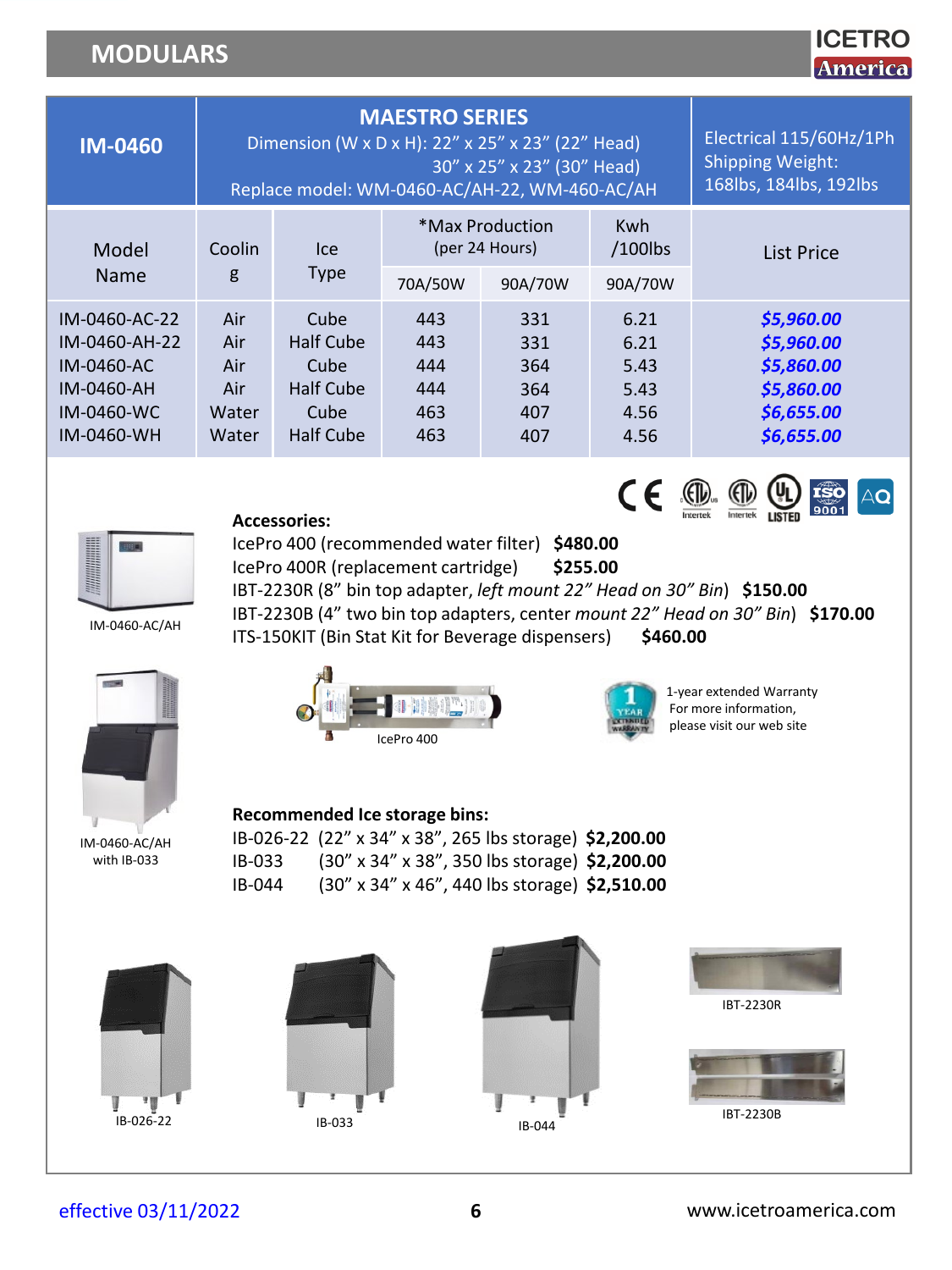# MODULARS

ICETRO America

| IM-0460 | MAESTRO SERIES<br>Dimension (W x D x H): 22" x 25" x 23" (22" Head)<br>30" x 25" x 23" (30" Head)<br>Replace model: WM-0460-AC/AH-22, WM-460-AC/AH | | | | | Electrical 115/60Hz/1Ph<br>Shipping Weight:<br>168lbs, 184lbs, 192lbs |
|---|---|---|---|---|---|---|
| Model Name | Cooling | Ice Type | *Max Production (per 24 Hours) | | Kwh /100lbs | List Price |
| | | | 70A/50W | 90A/70W | 90A/70W | |
| IM-0460-AC-22 | Air | Cube | 443 | 331 | 6.21 | *$5,960.00* |
| IM-0460-AH-22 | Air | Half Cube | 443 | 331 | 6.21 | *$5,960.00* |
| IM-0460-AC | Air | Cube | 444 | 364 | 5.43 | *$5,860.00* |
| IM-0460-AH | Air | Half Cube | 444 | 364 | 5.43 | *$5,860.00* |
| IM-0460-WC | Water | Cube | 463 | 407 | 4.56 | *$6,655.00* |
| IM-0460-WH | Water | Half Cube | 463 | 407 | 4.56 | *$6,655.00* |

IM-0460-AC/AH

**Accessories:**

IcePro 400 (recommended water filter) **$480.00**

IcePro 400R (replacement cartridge) **$255.00**

IBT-2230R (8" bin top adapter, *left mount 22" Head on 30" Bin*) **$150.00**

IBT-2230B (4" two bin top adapters, center *mount 22" Head on 30" Bin*) **$170.00**

ITS-150KIT (Bin Stat Kit for Beverage dispensers) **$460.00**

IM-0460-AC/AH with IB-033

IcePro 400

1-year extended Warranty
For more information, please visit our web site

**Recommended Ice storage bins:**

IB-026-22 (22" x 34" x 38", 265 lbs storage) **$2,200.00**

IB-033 (30" x 34" x 38", 350 lbs storage) **$2,200.00**

IB-044 (30" x 34" x 46", 440 lbs storage) **$2,510.00**

IB-026-22

IB-033

IB-044

IBT-2230R

IBT-2230B

effective 03/11/2022

www.icetroamerica.com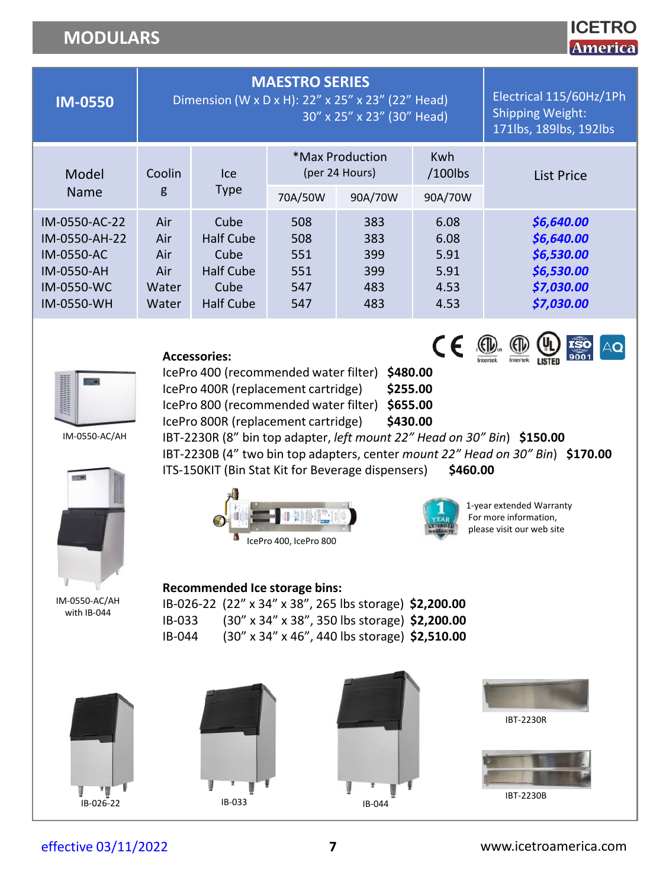# MODULARS

| IM-0550 | MAESTRO SERIES Dimension (W x D x H): 22" x 25" x 23" (22" Head) 30" x 25" x 23" (30" Head) | | | | | Electrical 115/60Hz/1Ph Shipping Weight: 171lbs, 189lbs, 192lbs |
|---|---|---|---|---|---|---|
| Model Name | Cooling | Ice Type | *Max Production (per 24 Hours) | | Kwh /100lbs | List Price |
| | | | 70A/50W | 90A/70W | 90A/70W | |
| IM-0550-AC-22 | Air | Cube | 508 | 383 | 6.08 | *$6,640.00* |
| IM-0550-AH-22 | Air | Half Cube | 508 | 383 | 6.08 | *$6,640.00* |
| IM-0550-AC | Air | Cube | 551 | 399 | 5.91 | *$6,530.00* |
| IM-0550-AH | Air | Half Cube | 551 | 399 | 5.91 | *$6,530.00* |
| IM-0550-WC | Water | Cube | 547 | 483 | 4.53 | *$7,030.00* |
| IM-0550-WH | Water | Half Cube | 547 | 483 | 4.53 | *$7,030.00* |

IM-0550-AC/AH

**Accessories:**

IcePro 400 (recommended water filter) **$480.00**
IcePro 400R (replacement cartridge) **$255.00**
IcePro 800 (recommended water filter) **$655.00**
IcePro 800R (replacement cartridge) **$430.00**
IBT-2230R (8" bin top adapter, *left mount 22" Head on 30" Bin*) **$150.00**
IBT-2230B (4" two bin top adapters, center *mount 22" Head on 30" Bin*) **$170.00**
ITS-150KIT (Bin Stat Kit for Beverage dispensers) **$460.00**

IM-0550-AC/AH with IB-044

IcePro 400, IcePro 800

1-year extended Warranty
For more information, please visit our web site

**Recommended Ice storage bins:**

IB-026-22 (22" x 34" x 38", 265 lbs storage) **$2,200.00**
IB-033 (30" x 34" x 38", 350 lbs storage) **$2,200.00**
IB-044 (30" x 34" x 46", 440 lbs storage) **$2,510.00**

IB-026-22

IB-033

IB-044

IBT-2230R

IBT-2230B

effective 03/11/2022

www.icetroamerica.com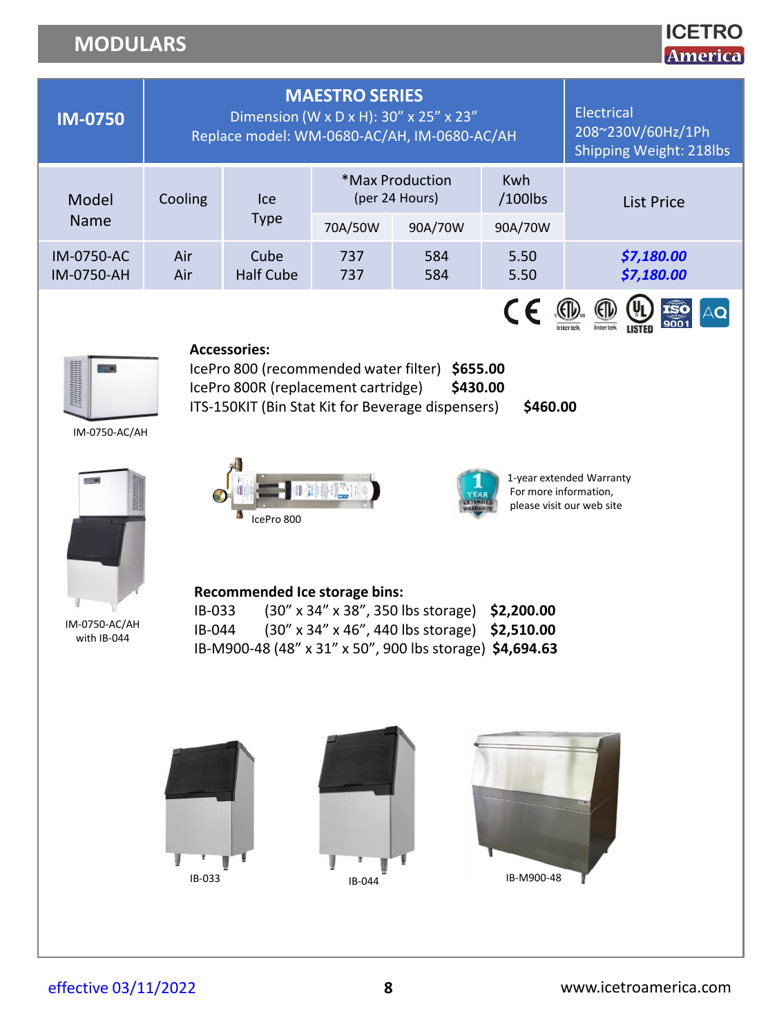## MODULARS

ICETRO America

| IM-0750 | MAESTRO SERIES<br>Dimension (W x D x H): 30” x 25” x 23”<br>Replace model: WM-0680-AC/AH, IM-0680-AC/AH | | | | | Electrical<br>208~230V/60Hz/1Ph<br>Shipping Weight: 218lbs |
|---|---|---|---|---|---|---|
| Model Name | Cooling | Ice Type | *Max Production (per 24 Hours) | | Kwh /100lbs | List Price |
| | | | 70A/50W | 90A/70W | 90A/70W | |
| IM-0750-AC<br>IM-0750-AH | Air<br>Air | Cube<br>Half Cube | 737<br>737 | 584<br>584 | 5.50<br>5.50 | *$7,180.00*<br>*$7,180.00* |

IM-0750-AC/AH

**Accessories:**

IcePro 800 (recommended water filter) **$655.00**
IcePro 800R (replacement cartridge) **$430.00**
ITS-150KIT (Bin Stat Kit for Beverage dispensers) **$460.00**

IcePro 800

1-year extended Warranty
For more information, please visit our web site

IM-0750-AC/AH with IB-044

**Recommended Ice storage bins:**

IB-033 (30” x 34” x 38”, 350 lbs storage) **$2,200.00**
IB-044 (30” x 34” x 46”, 440 lbs storage) **$2,510.00**
IB-M900-48 (48” x 31” x 50”, 900 lbs storage) **$4,694.63**

IB-033

IB-044

IB-M900-48

effective 03/11/2022

www.icetroamerica.com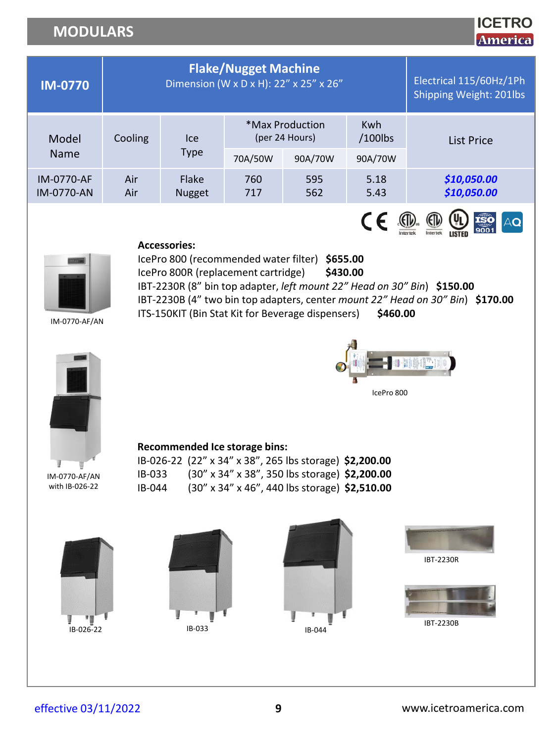# MODULARS

ICETRO America

| IM-0770 | Flake/Nugget Machine<br>Dimension (W x D x H): 22" x 25" x 26" | | | | | Electrical 115/60Hz/1Ph<br>Shipping Weight: 201lbs |
|---|---|---|---|---|---|---|
| Model Name | Cooling | Ice Type | *Max Production (per 24 Hours) | | Kwh /100lbs | List Price |
| | | | 70A/50W | 90A/70W | 90A/70W | |
| IM-0770-AF<br>IM-0770-AN | Air<br>Air | Flake<br>Nugget | 760<br>717 | 595<br>562 | 5.18<br>5.43 | *$10,050.00*<br>*$10,050.00* |

IM-0770-AF/AN

**Accessories:**

IcePro 800 (recommended water filter) **$655.00**
IcePro 800R (replacement cartridge) **$430.00**
IBT-2230R (8" bin top adapter, *left mount 22" Head on 30" Bin*) **$150.00**
IBT-2230B (4" two bin top adapters, center *mount 22" Head on 30" Bin*) **$170.00**
ITS-150KIT (Bin Stat Kit for Beverage dispensers) **$460.00**

IcePro 800

IM-0770-AF/AN with IB-026-22

**Recommended Ice storage bins:**

IB-026-22 (22" x 34" x 38", 265 lbs storage) **$2,200.00**
IB-033 (30" x 34" x 38", 350 lbs storage) **$2,200.00**
IB-044 (30" x 34" x 46", 440 lbs storage) **$2,510.00**

IB-026-22

IB-033

IB-044

IBT-2230R

IBT-2230B

effective 03/11/2022

www.icetroamerica.com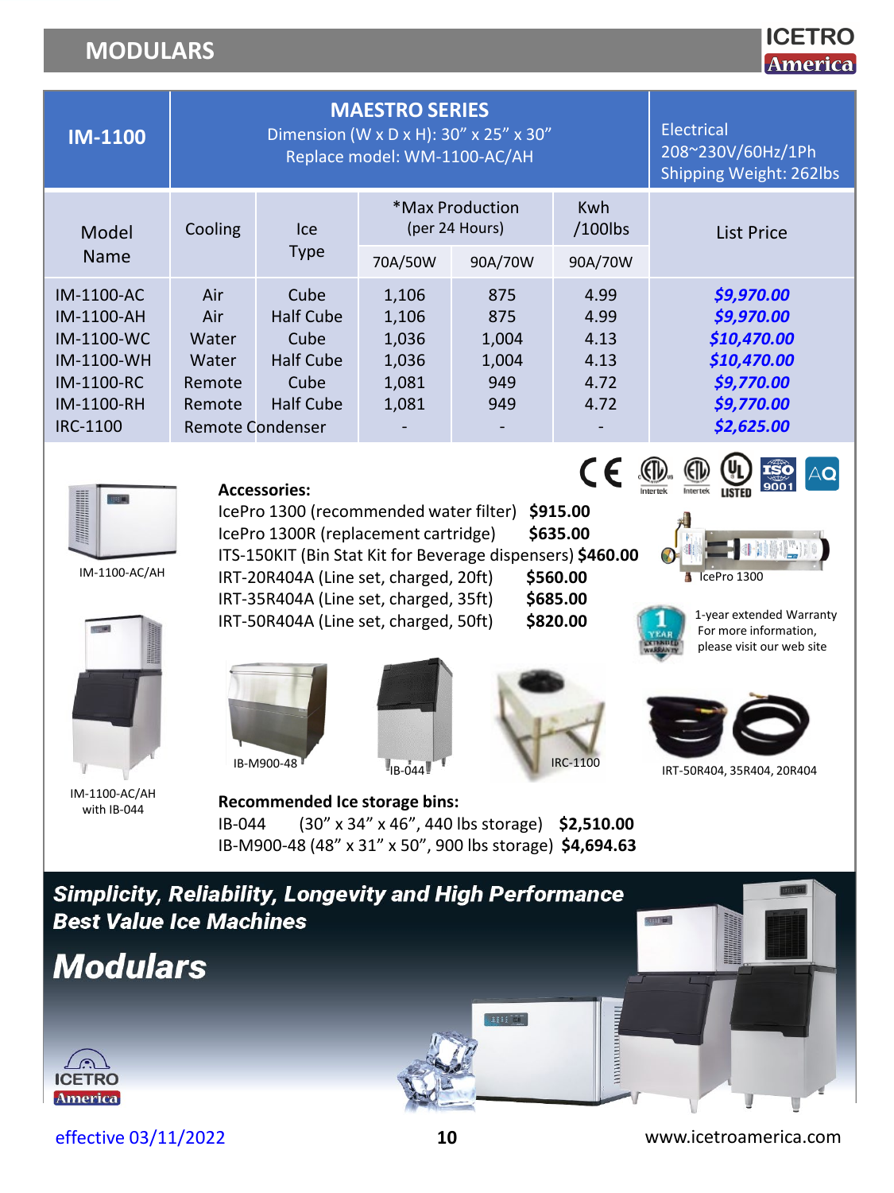# MODULARS

| IM-1100 | MAESTRO SERIES<br>Dimension (W x D x H): 30" x 25" x 30"<br>Replace model: WM-1100-AC/AH | | | | | Electrical<br>208~230V/60Hz/1Ph<br>Shipping Weight: 262lbs |
|---|---|---|---|---|---|---|
| Model Name | Cooling | Ice Type | *Max Production (per 24 Hours) | | Kwh /100lbs | List Price |
| | | | 70A/50W | 90A/70W | 90A/70W | |
| IM-1100-AC | Air | Cube | 1,106 | 875 | 4.99 | ***$9,970.00*** |
| IM-1100-AH | Air | Half Cube | 1,106 | 875 | 4.99 | ***$9,970.00*** |
| IM-1100-WC | Water | Cube | 1,036 | 1,004 | 4.13 | ***$10,470.00*** |
| IM-1100-WH | Water | Half Cube | 1,036 | 1,004 | 4.13 | ***$10,470.00*** |
| IM-1100-RC | Remote | Cube | 1,081 | 949 | 4.72 | ***$9,770.00*** |
| IM-1100-RH | Remote | Half Cube | 1,081 | 949 | 4.72 | ***$9,770.00*** |
| IRC-1100 | Remote Condenser | | - | - | - | ***$2,625.00*** |

IM-1100-AC/AH

IM-1100-AC/AH with IB-044

**Accessories:**

IcePro 1300 (recommended water filter) **$915.00**
IcePro 1300R (replacement cartridge) **$635.00**
ITS-150KIT (Bin Stat Kit for Beverage dispensers) **$460.00**
IRT-20R404A (Line set, charged, 20ft) **$560.00**
IRT-35R404A (Line set, charged, 35ft) **$685.00**
IRT-50R404A (Line set, charged, 50ft) **$820.00**

IcePro 1300

1-year extended Warranty
For more information, please visit our web site

IB-M900-48

IB-044

IRC-1100

IRT-50R404, 35R404, 20R404

**Recommended Ice storage bins:**

IB-044 (30" x 34" x 46", 440 lbs storage) **$2,510.00**
IB-M900-48 (48" x 31" x 50", 900 lbs storage) **$4,694.63**

***Simplicity, Reliability, Longevity and High Performance***
***Best Value Ice Machines***

## *Modulars*

effective 03/11/2022

www.icetroamerica.com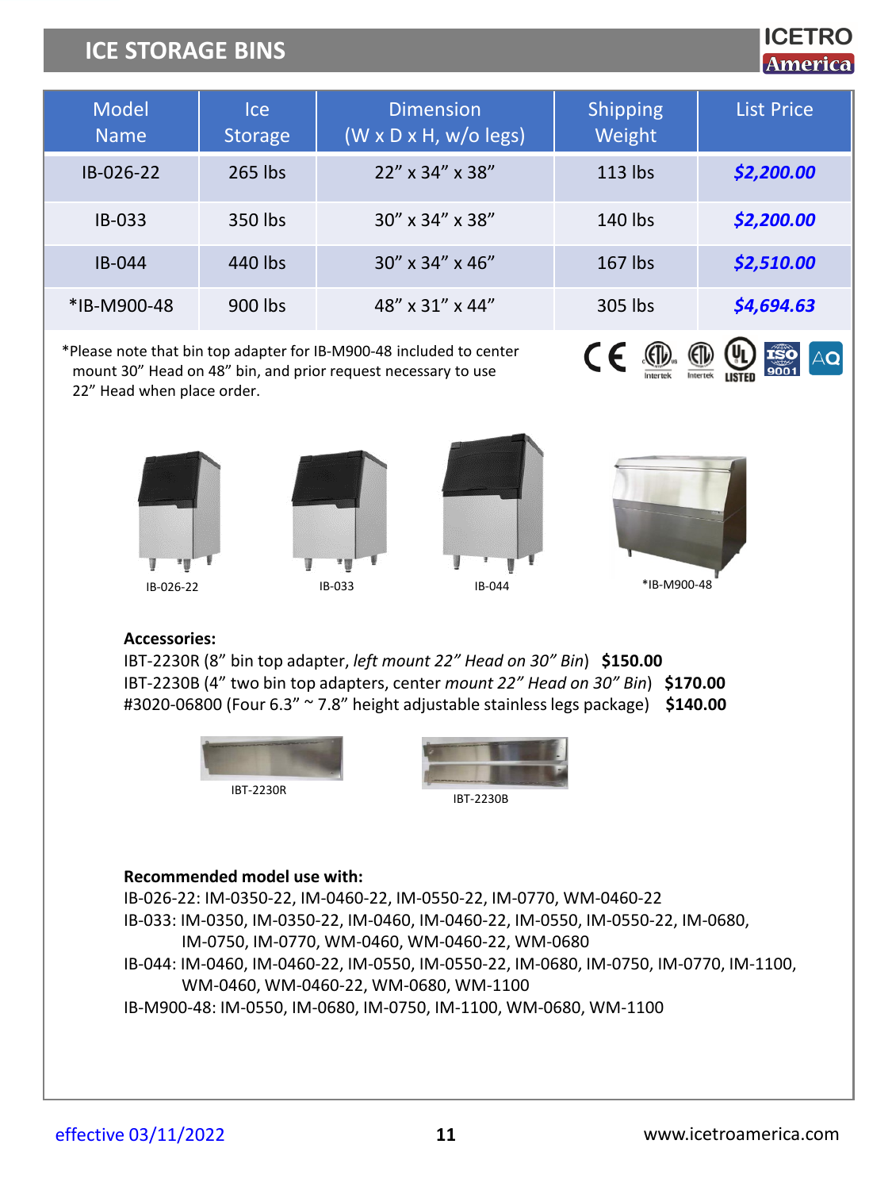# ICE STORAGE BINS

ICETRO America

| Model Name | Ice Storage | Dimension (W x D x H, w/o legs) | Shipping Weight | List Price |
|---|---|---|---|---|
| IB-026-22 | 265 lbs | 22" x 34" x 38" | 113 lbs | ***$2,200.00*** |
| IB-033 | 350 lbs | 30" x 34" x 38" | 140 lbs | ***$2,200.00*** |
| IB-044 | 440 lbs | 30" x 34" x 46" | 167 lbs | ***$2,510.00*** |
| *IB-M900-48 | 900 lbs | 48" x 31" x 44" | 305 lbs | ***$4,694.63*** |

*Please note that bin top adapter for IB-M900-48 included to center mount 30" Head on 48" bin, and prior request necessary to use 22" Head when place order.

IB-026-22

IB-033

IB-044

*IB-M900-48

**Accessories:**

IBT-2230R (8" bin top adapter, *left mount 22" Head on 30" Bin*) **$150.00**
IBT-2230B (4" two bin top adapters, center *mount 22" Head on 30" Bin*) **$170.00**
#3020-06800 (Four 6.3" ~ 7.8" height adjustable stainless legs package) **$140.00**

IBT-2230R

IBT-2230B

**Recommended model use with:**

IB-026-22: IM-0350-22, IM-0460-22, IM-0550-22, IM-0770, WM-0460-22
IB-033: IM-0350, IM-0350-22, IM-0460, IM-0460-22, IM-0550, IM-0550-22, IM-0680, IM-0750, IM-0770, WM-0460, WM-0460-22, WM-0680
IB-044: IM-0460, IM-0460-22, IM-0550, IM-0550-22, IM-0680, IM-0750, IM-0770, IM-1100, WM-0460, WM-0460-22, WM-0680, WM-1100
IB-M900-48: IM-0550, IM-0680, IM-0750, IM-1100, WM-0680, WM-1100

effective 03/11/2022

www.icetroamerica.com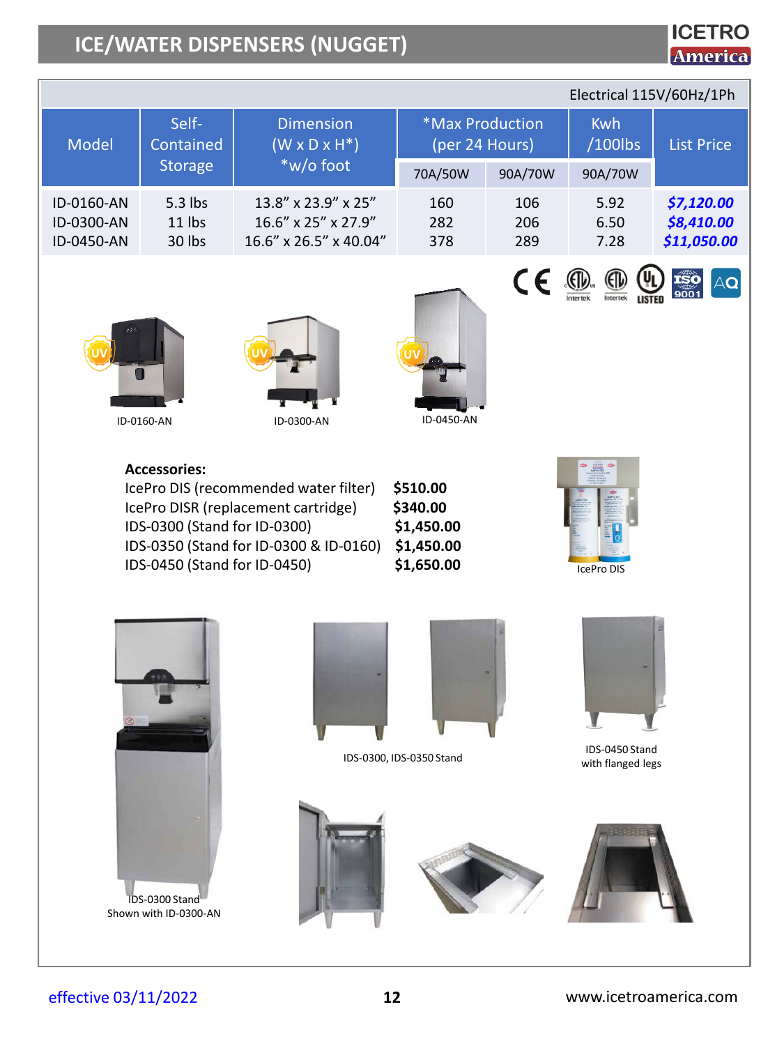# ICE/WATER DISPENSERS (NUGGET)

Electrical 115V/60Hz/1Ph

| Model | Self-Contained Storage | Dimension (W x D x H*) *w/o foot | *Max Production (per 24 Hours) | | Kwh /100lbs | List Price |
|---|---|---|---|---|---|---|
| | | | 70A/50W | 90A/70W | 90A/70W | |
| ID-0160-AN | 5.3 lbs | 13.8" x 23.9" x 25" | 160 | 106 | 5.92 | ***$7,120.00*** |
| ID-0300-AN | 11 lbs | 16.6" x 25" x 27.9" | 282 | 206 | 6.50 | ***$8,410.00*** |
| ID-0450-AN | 30 lbs | 16.6" x 26.5" x 40.04" | 378 | 289 | 7.28 | ***$11,050.00*** |

ID-0160-AN

ID-0300-AN

ID-0450-AN

**Accessories:**

| | |
|---|---|
| IcePro DIS (recommended water filter) | **$510.00** |
| IcePro DISR (replacement cartridge) | **$340.00** |
| IDS-0300 (Stand for ID-0300) | **$1,450.00** |
| IDS-0350 (Stand for ID-0300 & ID-0160) | **$1,450.00** |
| IDS-0450 (Stand for ID-0450) | **$1,650.00** |

IcePro DIS

IDS-0300, IDS-0350 Stand

IDS-0450 Stand with flanged legs

IDS-0300 Stand Shown with ID-0300-AN

effective 03/11/2022

www.icetroamerica.com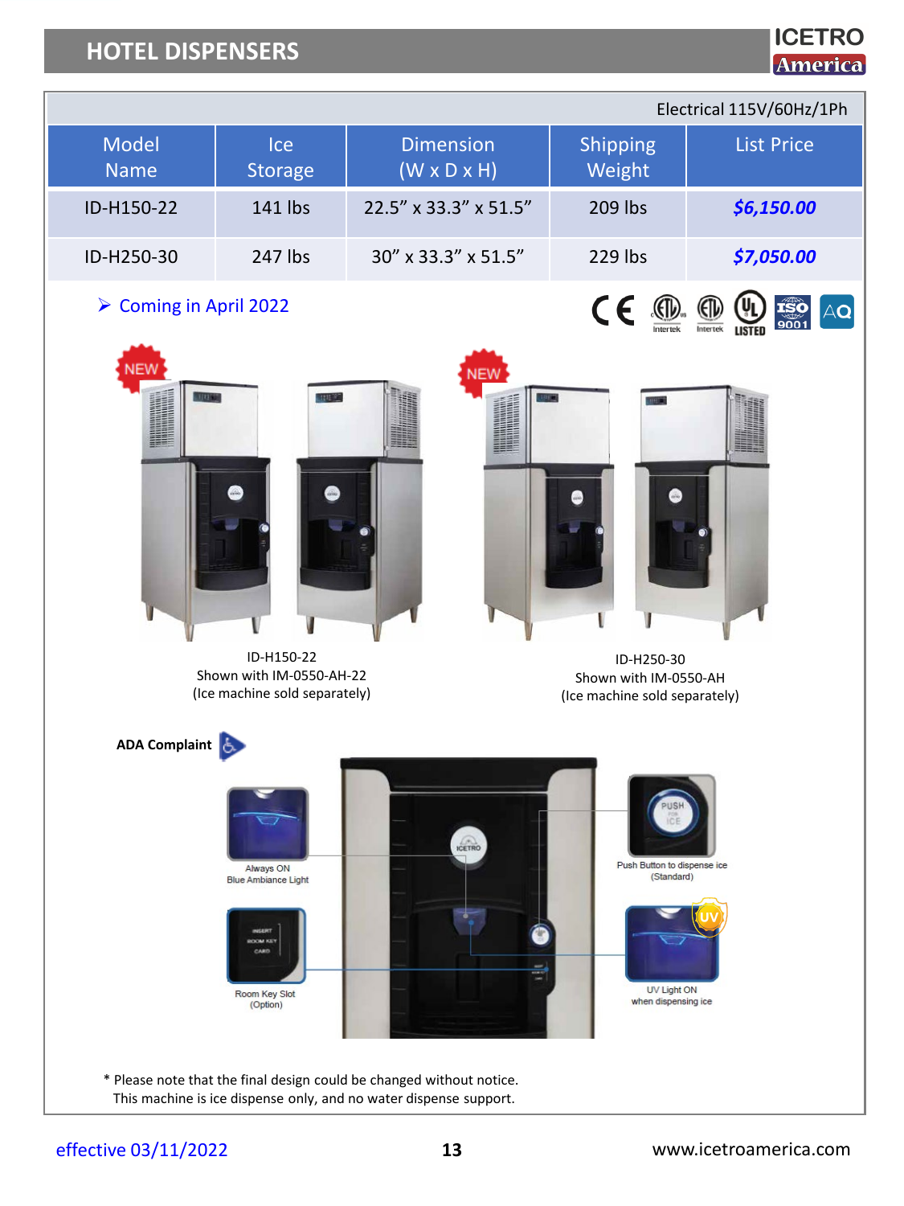# HOTEL DISPENSERS

| Electrical 115V/60Hz/1Ph | | | | |
|---|---|---|---|---|
| Model Name | Ice Storage | Dimension (W x D x H) | Shipping Weight | List Price |
| ID-H150-22 | 141 lbs | 22.5" x 33.3" x 51.5" | 209 lbs | ***$6,150.00*** |
| ID-H250-30 | 247 lbs | 30" x 33.3" x 51.5" | 229 lbs | ***$7,050.00*** |

- Coming in April 2022

NEW

ID-H150-22
Shown with IM-0550-AH-22
(Ice machine sold separately)

NEW

ID-H250-30
Shown with IM-0550-AH
(Ice machine sold separately)

**ADA Complaint**

Always ON
Blue Ambiance Light

Room Key Slot
(Option)

Push Button to dispense ice
(Standard)

UV Light ON
when dispensing ice

\* Please note that the final design could be changed without notice.
This machine is ice dispense only, and no water dispense support.

effective 03/11/2022

www.icetroamerica.com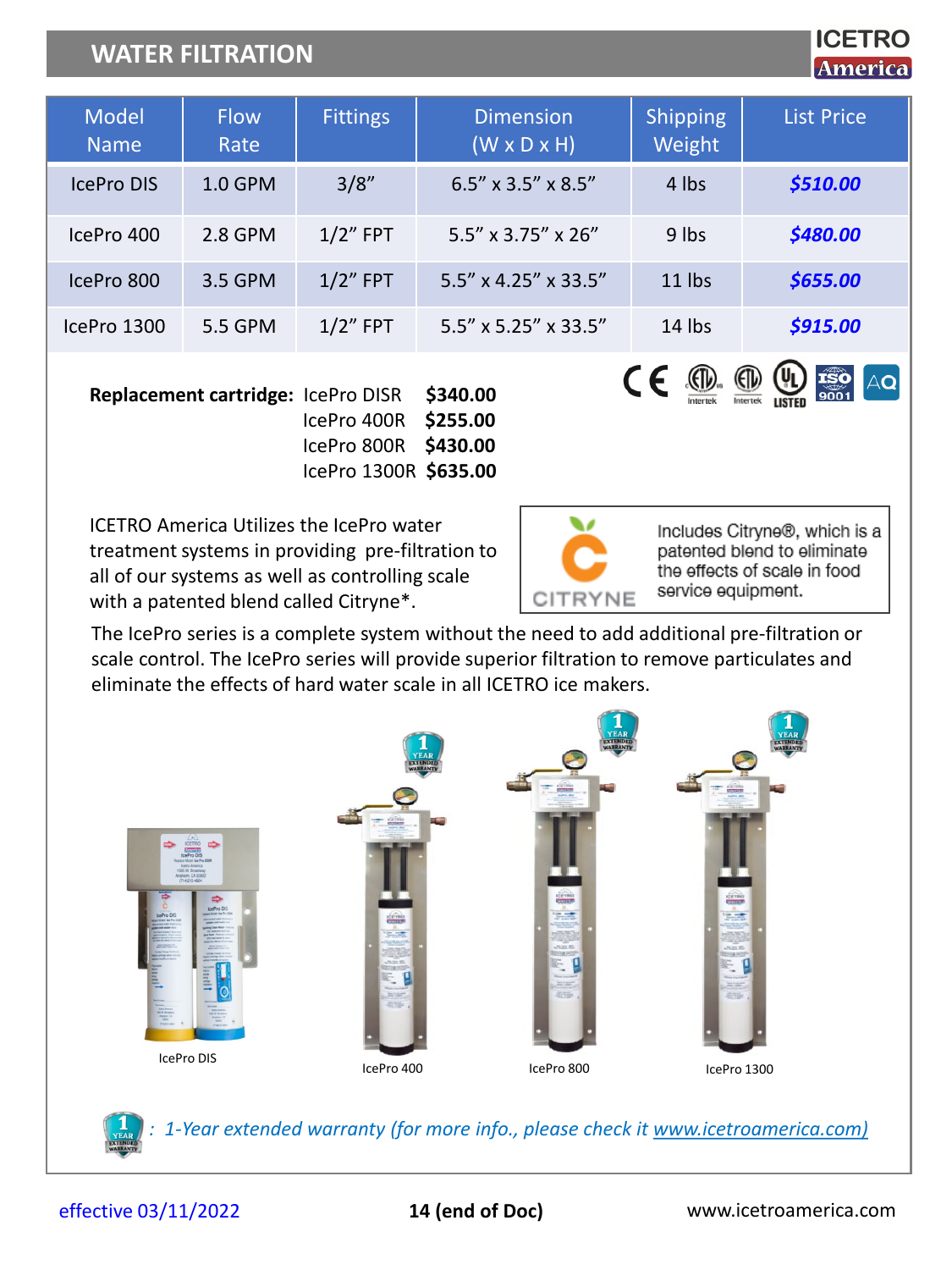# WATER FILTRATION

| Model Name | Flow Rate | Fittings | Dimension (W x D x H) | Shipping Weight | List Price |
|---|---|---|---|---|---|
| IcePro DIS | 1.0 GPM | 3/8" | 6.5" x 3.5" x 8.5" | 4 lbs | ***$510.00*** |
| IcePro 400 | 2.8 GPM | 1/2" FPT | 5.5" x 3.75" x 26" | 9 lbs | ***$480.00*** |
| IcePro 800 | 3.5 GPM | 1/2" FPT | 5.5" x 4.25" x 33.5" | 11 lbs | ***$655.00*** |
| IcePro 1300 | 5.5 GPM | 1/2" FPT | 5.5" x 5.25" x 33.5" | 14 lbs | ***$915.00*** |

**Replacement cartridge:**

| | |
|---|---|
| IcePro DISR | **$340.00** |
| IcePro 400R | **$255.00** |
| IcePro 800R | **$430.00** |
| IcePro 1300R | **$635.00** |

ICETRO America Utilizes the IcePro water treatment systems in providing pre-filtration to all of our systems as well as controlling scale with a patented blend called Citryne*.

CITRYNE

Includes Citryne®, which is a patented blend to eliminate the effects of scale in food service equipment.

The IcePro series is a complete system without the need to add additional pre-filtration or scale control. The IcePro series will provide superior filtration to remove particulates and eliminate the effects of hard water scale in all ICETRO ice makers.

IcePro DIS

IcePro 400

IcePro 800

IcePro 1300

*: 1-Year extended warranty (for more info., please check it www.icetroamerica.com)*

effective 03/11/2022

**14 (end of Doc)**

www.icetroamerica.com